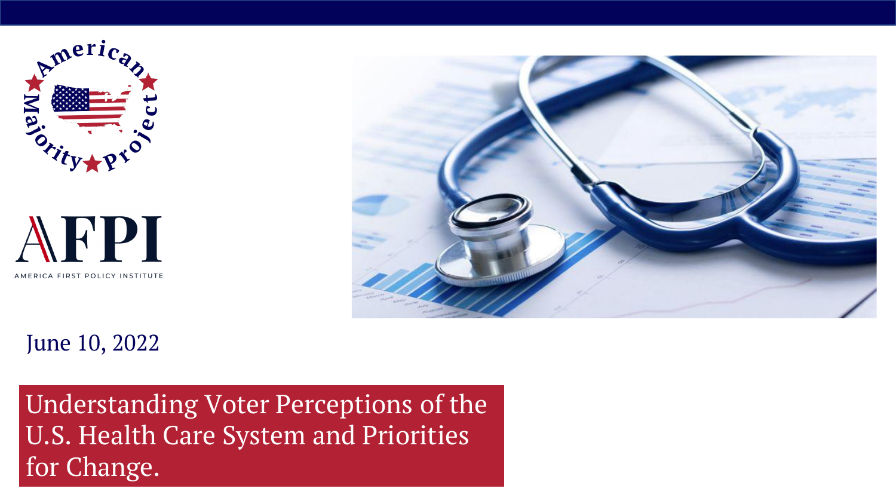American Majority Project

AFPI

AMERICA FIRST POLICY INSTITUTE

June 10, 2022

# Understanding Voter Perceptions of the U.S. Health Care System and Priorities for Change.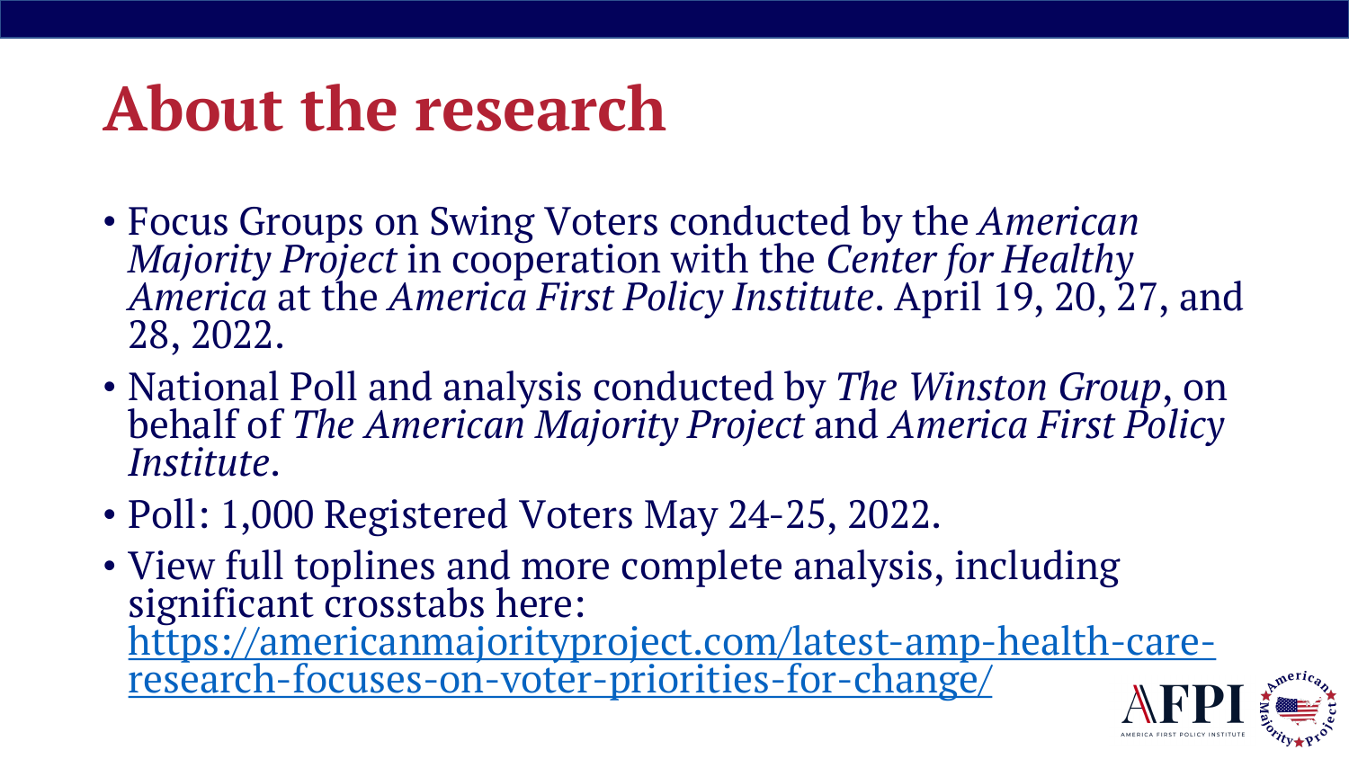# About the research

- Focus Groups on Swing Voters conducted by the *American Majority Project* in cooperation with the *Center for Healthy America* at the *America First Policy Institute*. April 19, 20, 27, and 28, 2022.
- National Poll and analysis conducted by *The Winston Group*, on behalf of *The American Majority Project* and *America First Policy Institute*.
- Poll: 1,000 Registered Voters May 24-25, 2022.
- View full toplines and more complete analysis, including significant crosstabs here: [https://americanmajorityproject.com/latest-amp-health-care-research-focuses-on-voter-priorities-for-change/](https://americanmajorityproject.com/latest-amp-health-care-research-focuses-on-voter-priorities-for-change/)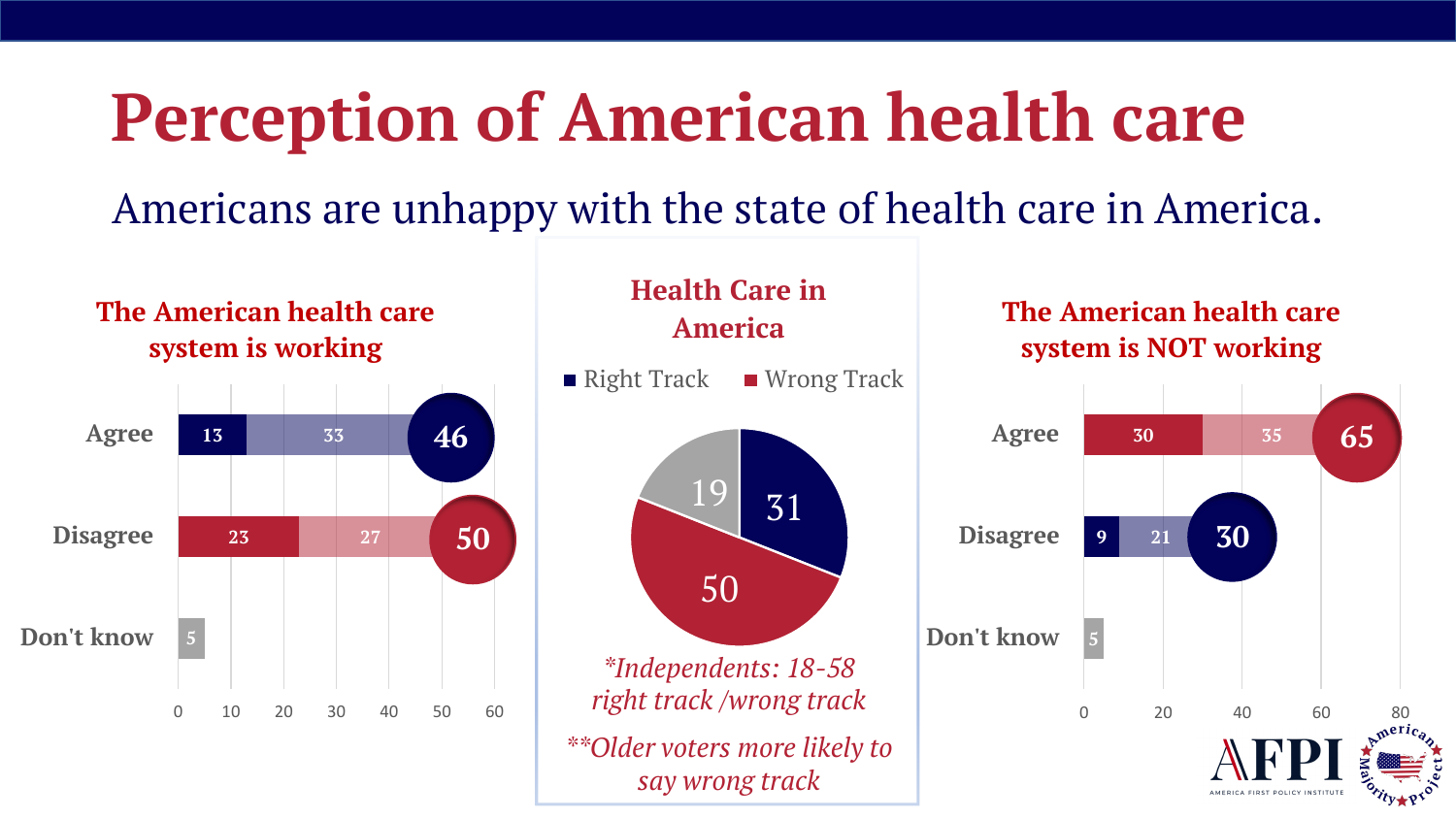# Perception of American health care

Americans are unhappy with the state of health care in America.

### The American health care system is working

| | Strongly | Somewhat | Total |
|---|---|---|---|
| Agree | 13 | 33 | 46 |
| Disagree | 23 | 27 | 50 |
| Don't know | | | 5 |

### Health Care in America

| Right Track | Wrong Track | (Unlabeled) |
|---|---|---|
| 31 | 50 | 19 |

*\*Independents: 18-58 right track /wrong track*

*\*\*Older voters more likely to say wrong track*

### The American health care system is NOT working

| | Strongly | Somewhat | Total |
|---|---|---|---|
| Agree | 30 | 35 | 65 |
| Disagree | 9 | 21 | 30 |
| Don't know | | | 5 |

AFPI — America First Policy Institute — American Majority Project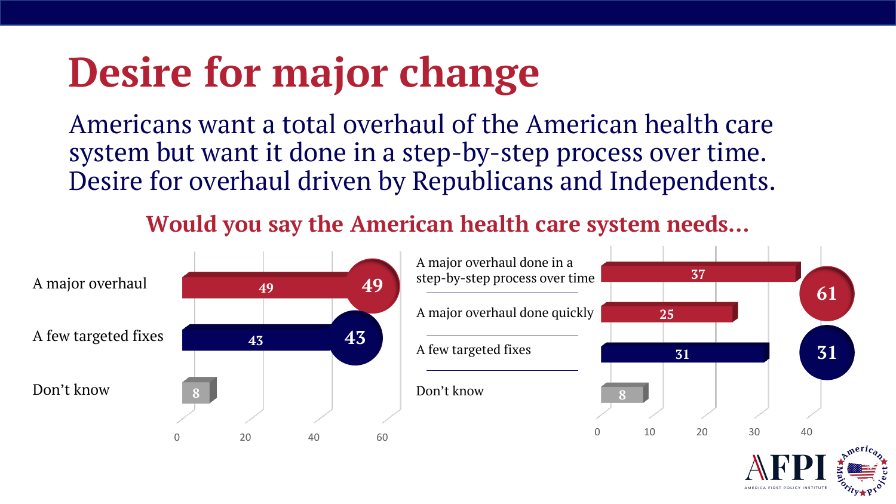# Desire for major change

Americans want a total overhaul of the American health care system but want it done in a step-by-step process over time. Desire for overhaul driven by Republicans and Independents.

## Would you say the American health care system needs…

| Response | % |
| --- | --- |
| A major overhaul | 49 |
| A few targeted fixes | 43 |
| Don't know | 8 |

| Response | % | Total |
| --- | --- | --- |
| A major overhaul done in a step-by-step process over time | 37 | 61 |
| A major overhaul done quickly | 25 | |
| A few targeted fixes | 31 | 31 |
| Don't know | 8 | |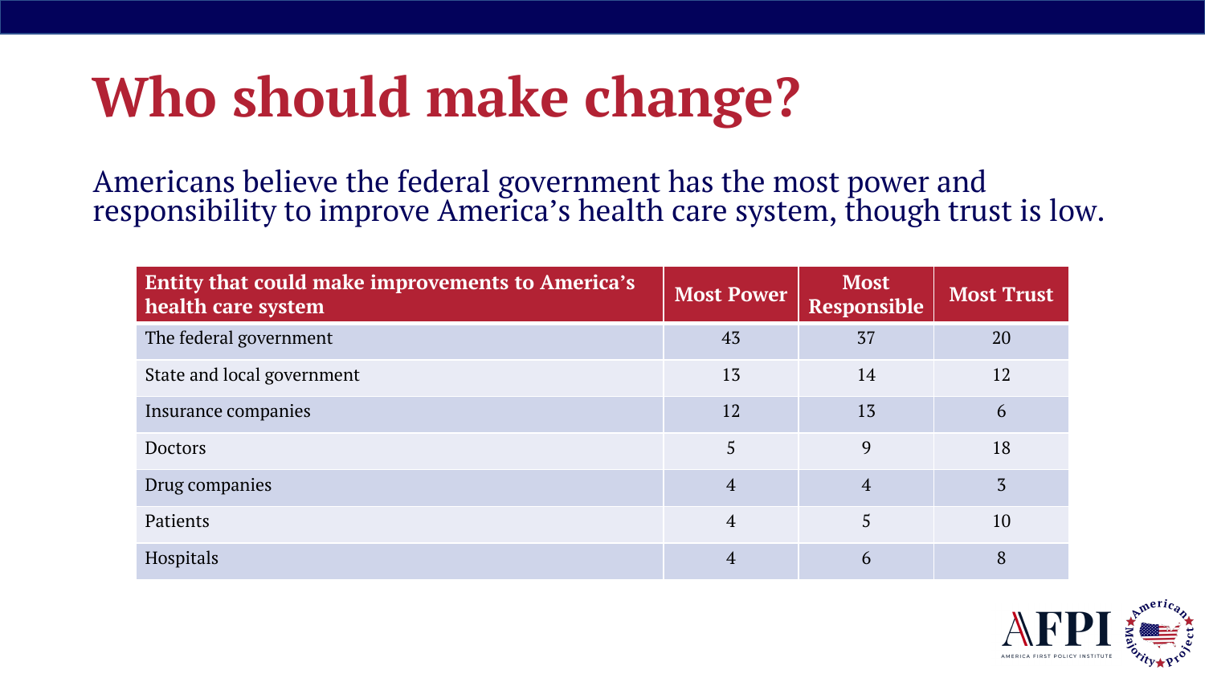# Who should make change?

Americans believe the federal government has the most power and responsibility to improve America's health care system, though trust is low.

| Entity that could make improvements to America's health care system | Most Power | Most Responsible | Most Trust |
|---|---|---|---|
| The federal government | 43 | 37 | 20 |
| State and local government | 13 | 14 | 12 |
| Insurance companies | 12 | 13 | 6 |
| Doctors | 5 | 9 | 18 |
| Drug companies | 4 | 4 | 3 |
| Patients | 4 | 5 | 10 |
| Hospitals | 4 | 6 | 8 |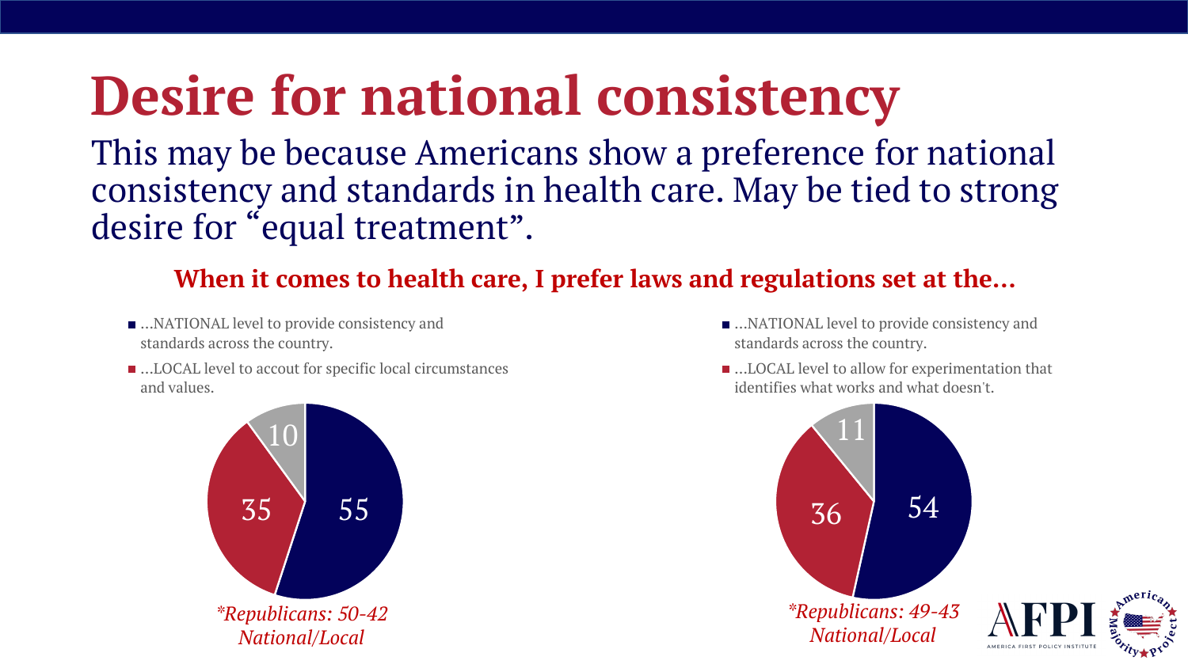# Desire for national consistency

This may be because Americans show a preference for national consistency and standards in health care. May be tied to strong desire for "equal treatment".

**When it comes to health care, I prefer laws and regulations set at the...**

- ...NATIONAL level to provide consistency and standards across the country.
- ...LOCAL level to accout for specific local circumstances and values.

| Response | % |
|---|---|
| NATIONAL | 55 |
| LOCAL | 35 |
| (unlabeled) | 10 |

*\*Republicans: 50-42 National/Local*

- ...NATIONAL level to provide consistency and standards across the country.
- ...LOCAL level to allow for experimentation that identifies what works and what doesn't.

| Response | % |
|---|---|
| NATIONAL | 54 |
| LOCAL | 36 |
| (unlabeled) | 11 |

*\*Republicans: 49-43 National/Local*

AFPI — America First Policy Institute — American Majority Project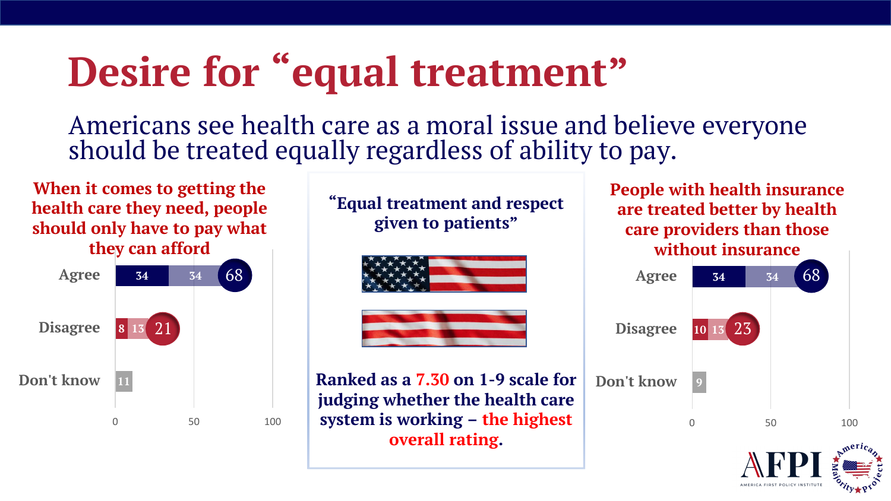# Desire for "equal treatment"

Americans see health care as a moral issue and believe everyone should be treated equally regardless of ability to pay.

**When it comes to getting the health care they need, people should only have to pay what they can afford**

| Response | Strongly | Somewhat | Total |
|---|---|---|---|
| Agree | 34 | 34 | 68 |
| Disagree | 8 | 13 | 21 |
| Don't know | | | 11 |

**"Equal treatment and respect given to patients"**

**Ranked as a 7.30 on 1-9 scale for judging whether the health care system is working – the highest overall rating.**

**People with health insurance are treated better by health care providers than those without insurance**

| Response | Strongly | Somewhat | Total |
|---|---|---|---|
| Agree | 34 | 34 | 68 |
| Disagree | 10 | 13 | 23 |
| Don't know | | | 9 |

AFPI — America First Policy Institute — American Majority Project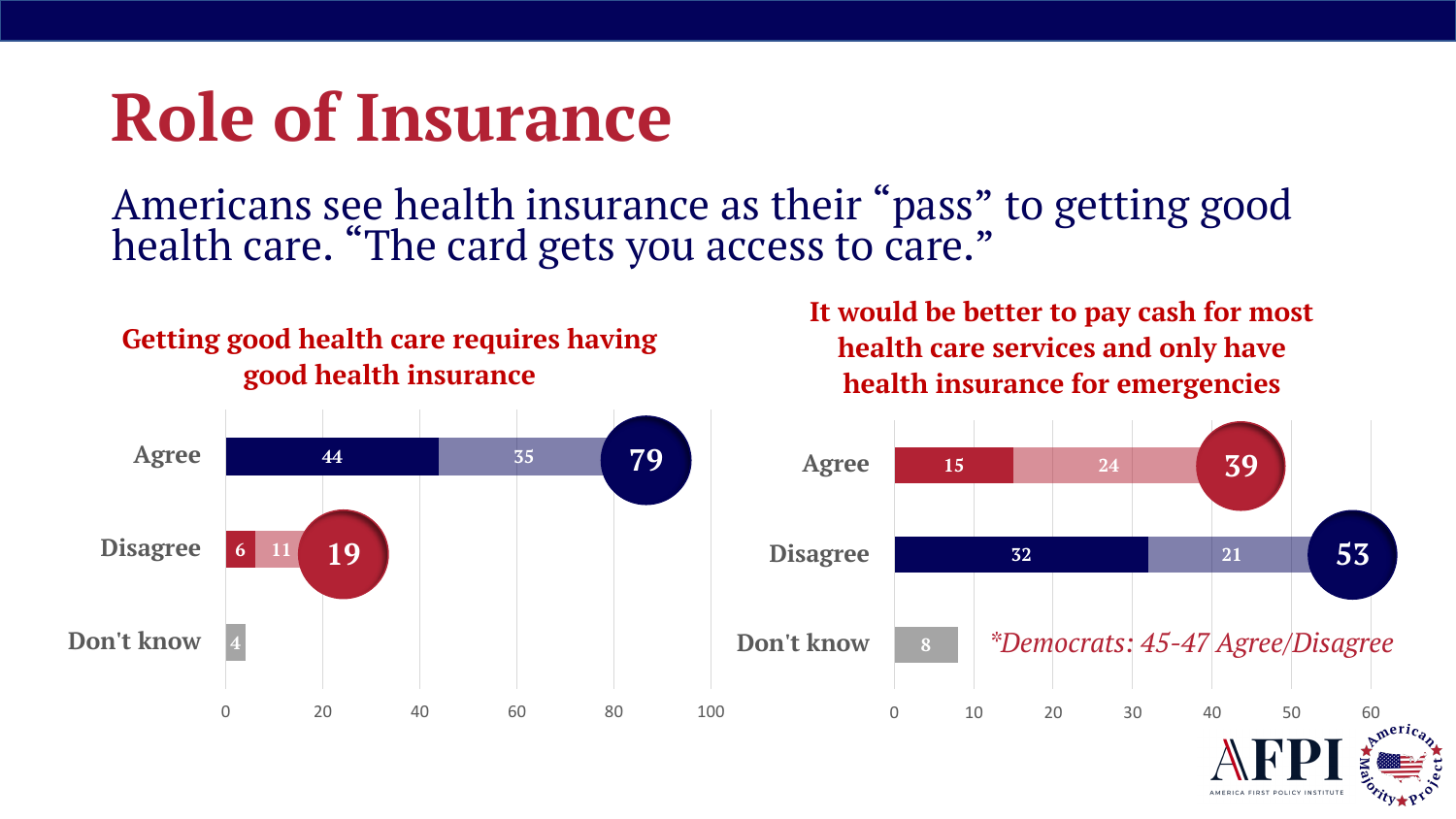# Role of Insurance

Americans see health insurance as their “pass” to getting good health care. “The card gets you access to care.”

### Getting good health care requires having good health insurance

| Response | Strongly | Somewhat | Total |
|---|---|---|---|
| Agree | 44 | 35 | 79 |
| Disagree | 6 | 11 | 19 |
| Don't know | | | 4 |

### It would be better to pay cash for most health care services and only have health insurance for emergencies

| Response | Strongly | Somewhat | Total |
|---|---|---|---|
| Agree | 15 | 24 | 39 |
| Disagree | 32 | 21 | 53 |
| Don't know | | | 8 |

*\*Democrats: 45-47 Agree/Disagree*

AFPI — America First Policy Institute — American Majority Project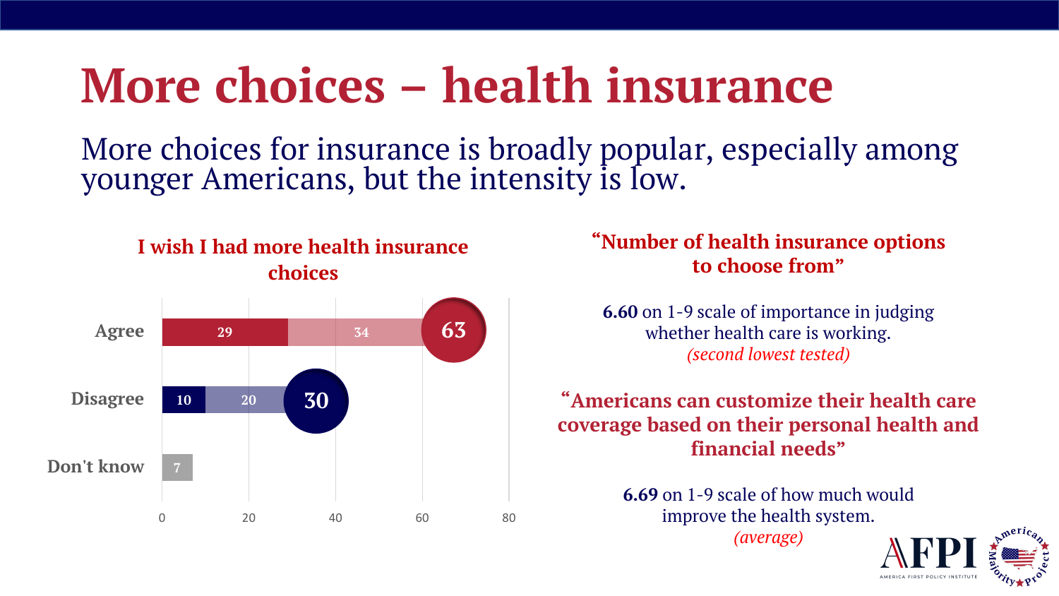# More choices – health insurance

More choices for insurance is broadly popular, especially among younger Americans, but the intensity is low.

### I wish I had more health insurance choices

| | Strongly | Somewhat | Total |
|---|---|---|---|
| Agree | 29 | 34 | 63 |
| Disagree | 10 | 20 | 30 |
| Don't know | | | 7 |

### "Number of health insurance options to choose from"

**6.60** on 1-9 scale of importance in judging whether health care is working.
*(second lowest tested)*

### "Americans can customize their health care coverage based on their personal health and financial needs"

**6.69** on 1-9 scale of how much would improve the health system.
*(average)*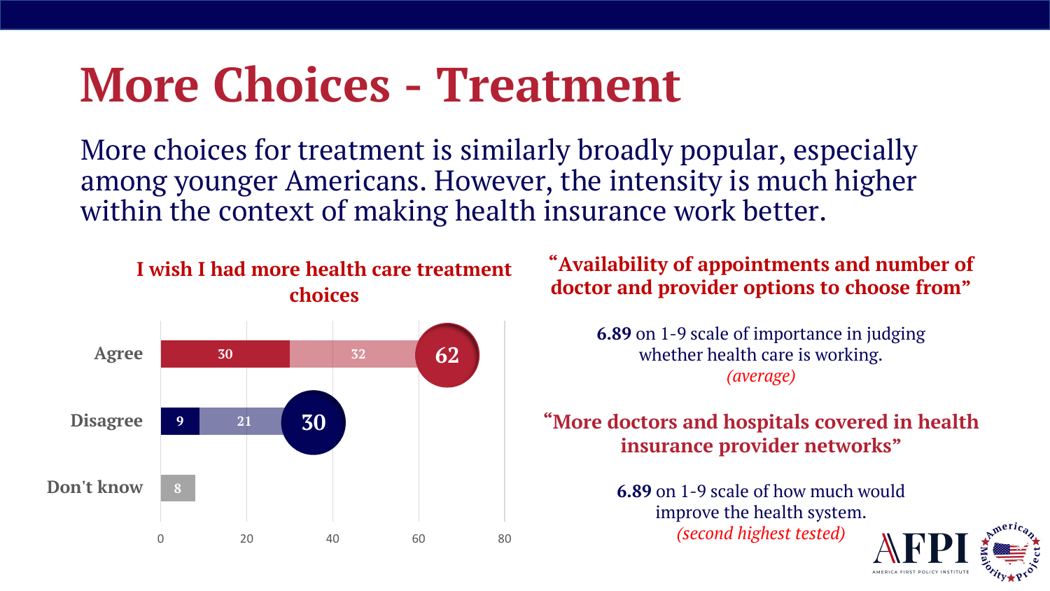# More Choices - Treatment

More choices for treatment is similarly broadly popular, especially among younger Americans. However, the intensity is much higher within the context of making health insurance work better.

**I wish I had more health care treatment choices**

| | Strong | Somewhat | Total |
|---|---|---|---|
| Agree | 30 | 32 | 62 |
| Disagree | 9 | 21 | 30 |
| Don't know | | | 8 |

**"Availability of appointments and number of doctor and provider options to choose from"**

**6.89** on 1-9 scale of importance in judging whether health care is working.
*(average)*

**"More doctors and hospitals covered in health insurance provider networks"**

**6.89** on 1-9 scale of how much would improve the health system.
*(second highest tested)*

AFPI — America First Policy Institute | American Majority Project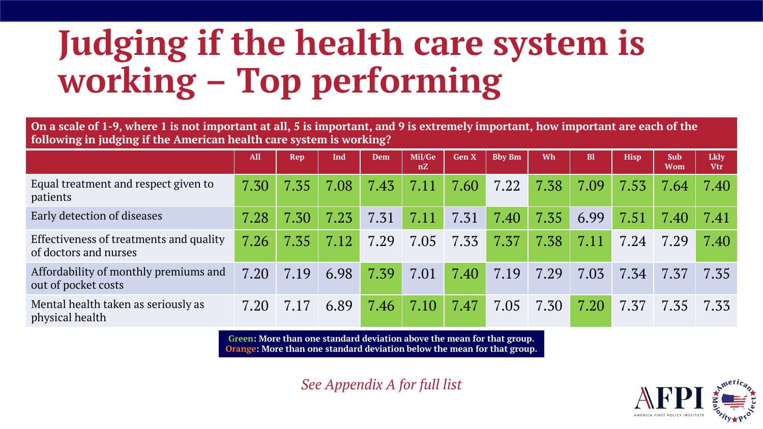# Judging if the health care system is working – Top performing

**On a scale of 1-9, where 1 is not important at all, 5 is important, and 9 is extremely important, how important are each of the following in judging if the American health care system is working?**

| | All | Rep | Ind | Dem | Mil/GenZ | Gen X | Bby Bm | Wh | Bl | Hisp | Sub Wom | Lkly Vtr |
|---|---|---|---|---|---|---|---|---|---|---|---|---|
| Equal treatment and respect given to patients | 7.30 | 7.35 | 7.08 | 7.43 | 7.11 | 7.60 | 7.22 | 7.38 | 7.09 | 7.53 | 7.64 | 7.40 |
| Early detection of diseases | 7.28 | 7.30 | 7.23 | 7.31 | 7.11 | 7.31 | 7.40 | 7.35 | 6.99 | 7.51 | 7.40 | 7.41 |
| Effectiveness of treatments and quality of doctors and nurses | 7.26 | 7.35 | 7.12 | 7.29 | 7.05 | 7.33 | 7.37 | 7.38 | 7.11 | 7.24 | 7.29 | 7.40 |
| Affordability of monthly premiums and out of pocket costs | 7.20 | 7.19 | 6.98 | 7.39 | 7.01 | 7.40 | 7.19 | 7.29 | 7.03 | 7.34 | 7.37 | 7.35 |
| Mental health taken as seriously as physical health | 7.20 | 7.17 | 6.89 | 7.46 | 7.10 | 7.47 | 7.05 | 7.30 | 7.20 | 7.37 | 7.35 | 7.33 |

**Green: More than one standard deviation above the mean for that group.**
**Orange: More than one standard deviation below the mean for that group.**

*See Appendix A for full list*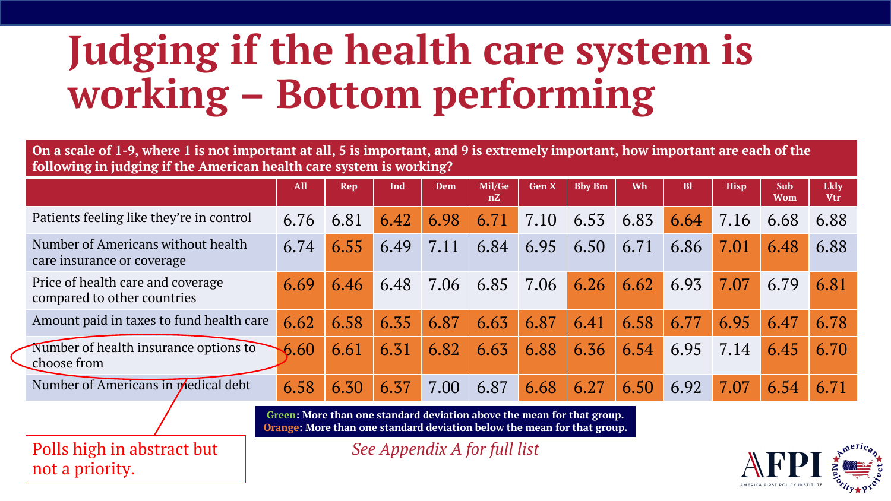# Judging if the health care system is working – Bottom performing

**On a scale of 1-9, where 1 is not important at all, 5 is important, and 9 is extremely important, how important are each of the following in judging if the American health care system is working?**

| | All | Rep | Ind | Dem | Mil/GenZ | Gen X | Bby Bm | Wh | Bl | Hisp | Sub Wom | Lkly Vtr |
|---|---|---|---|---|---|---|---|---|---|---|---|---|
| Patients feeling like they're in control | 6.76 | 6.81 | 6.42 | 6.98 | 6.71 | 7.10 | 6.53 | 6.83 | 6.64 | 7.16 | 6.68 | 6.88 |
| Number of Americans without health care insurance or coverage | 6.74 | 6.55 | 6.49 | 7.11 | 6.84 | 6.95 | 6.50 | 6.71 | 6.86 | 7.01 | 6.48 | 6.88 |
| Price of health care and coverage compared to other countries | 6.69 | 6.46 | 6.48 | 7.06 | 6.85 | 7.06 | 6.26 | 6.62 | 6.93 | 7.07 | 6.79 | 6.81 |
| Amount paid in taxes to fund health care | 6.62 | 6.58 | 6.35 | 6.87 | 6.63 | 6.87 | 6.41 | 6.58 | 6.77 | 6.95 | 6.47 | 6.78 |
| Number of health insurance options to choose from | 6.60 | 6.61 | 6.31 | 6.82 | 6.63 | 6.88 | 6.36 | 6.54 | 6.95 | 7.14 | 6.45 | 6.70 |
| Number of Americans in medical debt | 6.58 | 6.30 | 6.37 | 7.00 | 6.87 | 6.68 | 6.27 | 6.50 | 6.92 | 7.07 | 6.54 | 6.71 |

**Green**: More than one standard deviation above the mean for that group.
**Orange**: More than one standard deviation below the mean for that group.

Polls high in abstract but not a priority.

*See Appendix A for full list*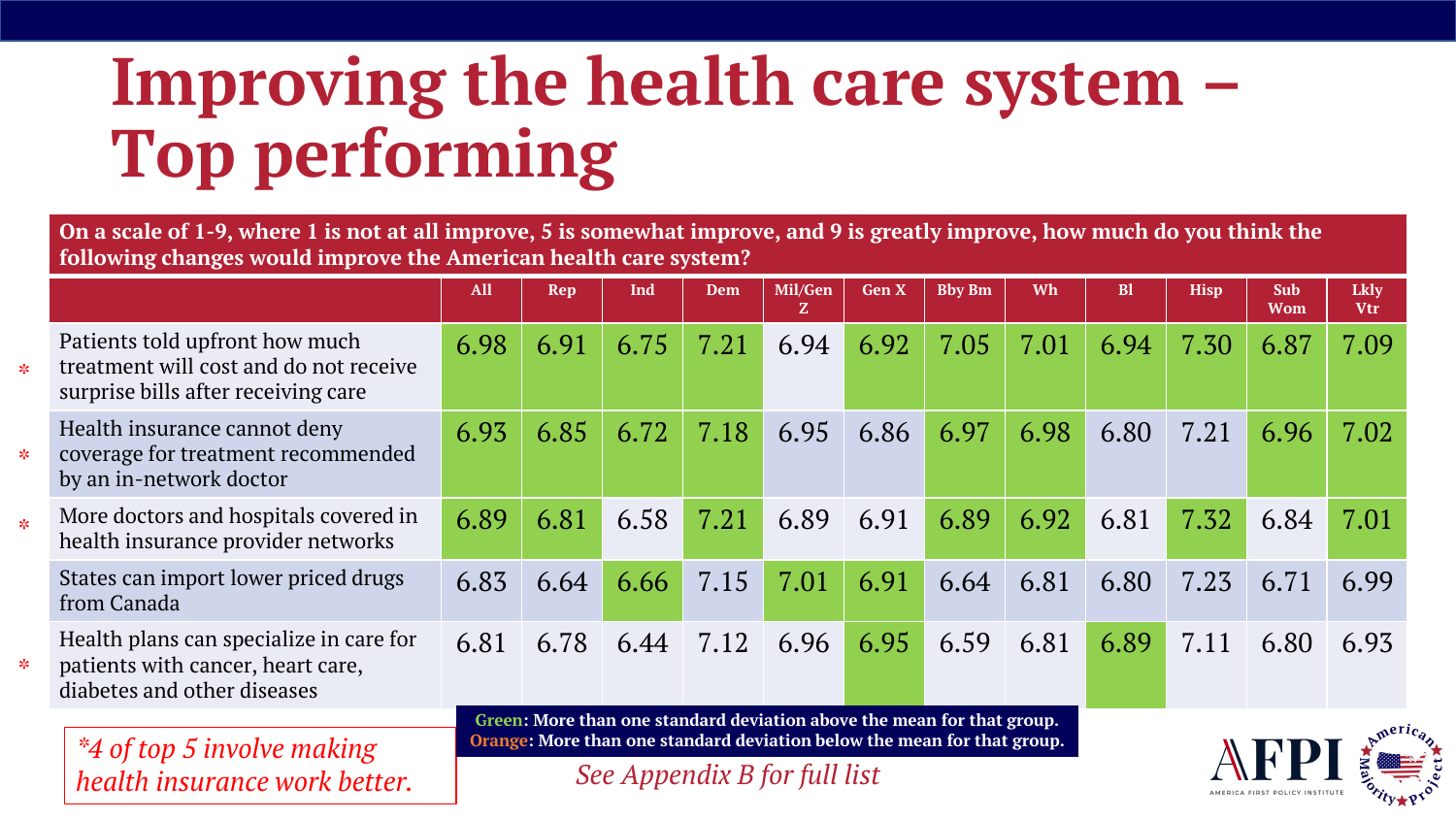# Improving the health care system – Top performing

**On a scale of 1-9, where 1 is not at all improve, 5 is somewhat improve, and 9 is greatly improve, how much do you think the following changes would improve the American health care system?**

| | All | Rep | Ind | Dem | Mil/Gen Z | Gen X | Bby Bm | Wh | Bl | Hisp | Sub Wom | Lkly Vtr |
|---|---|---|---|---|---|---|---|---|---|---|---|---|
| * Patients told upfront how much treatment will cost and do not receive surprise bills after receiving care | 6.98 | 6.91 | 6.75 | 7.21 | 6.94 | 6.92 | 7.05 | 7.01 | 6.94 | 7.30 | 6.87 | 7.09 |
| * Health insurance cannot deny coverage for treatment recommended by an in-network doctor | 6.93 | 6.85 | 6.72 | 7.18 | 6.95 | 6.86 | 6.97 | 6.98 | 6.80 | 7.21 | 6.96 | 7.02 |
| * More doctors and hospitals covered in health insurance provider networks | 6.89 | 6.81 | 6.58 | 7.21 | 6.89 | 6.91 | 6.89 | 6.92 | 6.81 | 7.32 | 6.84 | 7.01 |
| States can import lower priced drugs from Canada | 6.83 | 6.64 | 6.66 | 7.15 | 7.01 | 6.91 | 6.64 | 6.81 | 6.80 | 7.23 | 6.71 | 6.99 |
| * Health plans can specialize in care for patients with cancer, heart care, diabetes and other diseases | 6.81 | 6.78 | 6.44 | 7.12 | 6.96 | 6.95 | 6.59 | 6.81 | 6.89 | 7.11 | 6.80 | 6.93 |

**Green: More than one standard deviation above the mean for that group.**
**Orange: More than one standard deviation below the mean for that group.**

*\*4 of top 5 involve making health insurance work better.*

*See Appendix B for full list*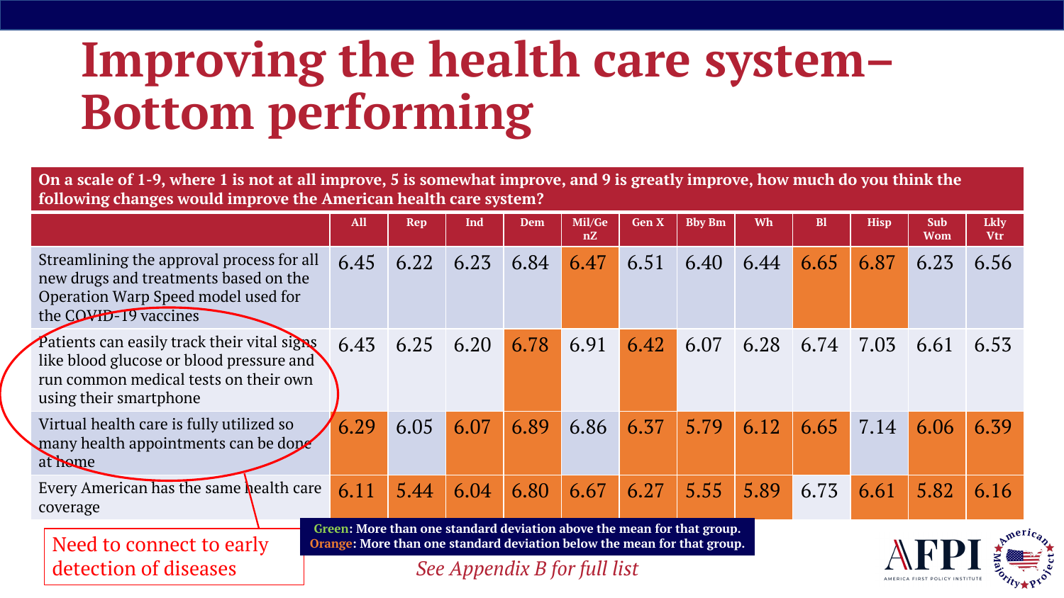# Improving the health care system– Bottom performing

**On a scale of 1-9, where 1 is not at all improve, 5 is somewhat improve, and 9 is greatly improve, how much do you think the following changes would improve the American health care system?**

| | All | Rep | Ind | Dem | Mil/GenZ | Gen X | Bby Bm | Wh | Bl | Hisp | Sub Wom | Lkly Vtr |
|---|---|---|---|---|---|---|---|---|---|---|---|---|
| Streamlining the approval process for all new drugs and treatments based on the Operation Warp Speed model used for the COVID-19 vaccines | 6.45 | 6.22 | 6.23 | 6.84 | 6.47 | 6.51 | 6.40 | 6.44 | 6.65 | 6.87 | 6.23 | 6.56 |
| Patients can easily track their vital signs like blood glucose or blood pressure and run common medical tests on their own using their smartphone | 6.43 | 6.25 | 6.20 | 6.78 | 6.91 | 6.42 | 6.07 | 6.28 | 6.74 | 7.03 | 6.61 | 6.53 |
| Virtual health care is fully utilized so many health appointments can be done at home | 6.29 | 6.05 | 6.07 | 6.89 | 6.86 | 6.37 | 5.79 | 6.12 | 6.65 | 7.14 | 6.06 | 6.39 |
| Every American has the same health care coverage | 6.11 | 5.44 | 6.04 | 6.80 | 6.67 | 6.27 | 5.55 | 5.89 | 6.73 | 6.61 | 5.82 | 6.16 |

Need to connect to early detection of diseases

**Green: More than one standard deviation above the mean for that group.**
**Orange: More than one standard deviation below the mean for that group.**

*See Appendix B for full list*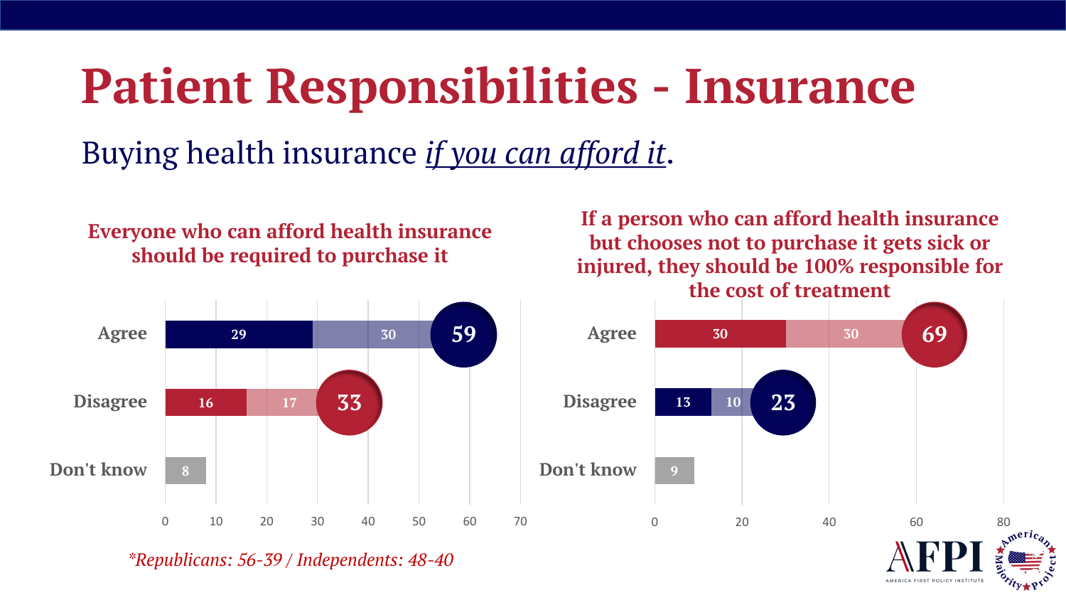# Patient Responsibilities - Insurance

## Buying health insurance *if you can afford it*.

### Everyone who can afford health insurance should be required to purchase it

| | | | Total |
|---|---|---|---|
| Agree | 29 | 30 | 59 |
| Disagree | 16 | 17 | 33 |
| Don't know | 8 | | |

*\*Republicans: 56-39 / Independents: 48-40*

### If a person who can afford health insurance but chooses not to purchase it gets sick or injured, they should be 100% responsible for the cost of treatment

| | | | Total |
|---|---|---|---|
| Agree | 30 | 30 | 69 |
| Disagree | 13 | 10 | 23 |
| Don't know | 9 | | |

AFPI
AMERICA FIRST POLICY INSTITUTE
American Majority Project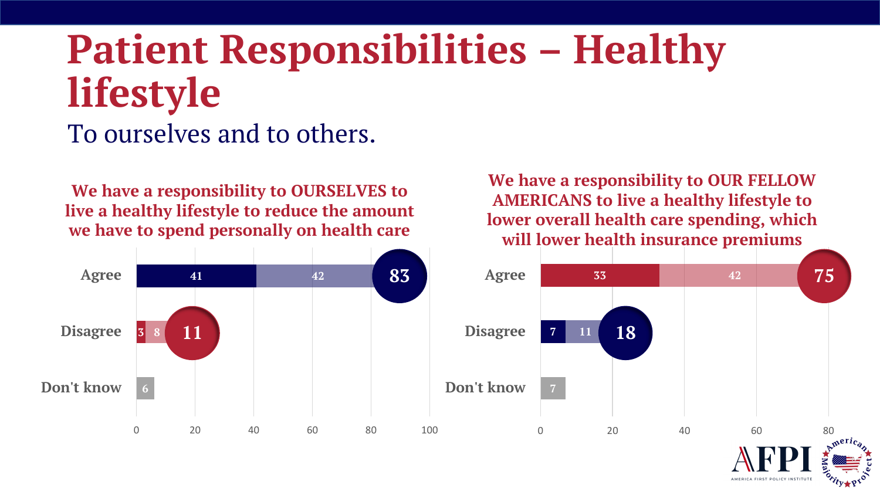# Patient Responsibilities – Healthy lifestyle

To ourselves and to others.

**We have a responsibility to OURSELVES to live a healthy lifestyle to reduce the amount we have to spend personally on health care**

| Response | Strongly | Somewhat | Total |
|---|---|---|---|
| Agree | 41 | 42 | 83 |
| Disagree | 3 | 8 | 11 |
| Don't know | | | 6 |

**We have a responsibility to OUR FELLOW AMERICANS to live a healthy lifestyle to lower overall health care spending, which will lower health insurance premiums**

| Response | Strongly | Somewhat | Total |
|---|---|---|---|
| Agree | 33 | 42 | 75 |
| Disagree | 7 | 11 | 18 |
| Don't know | | | 7 |

AFPI – America First Policy Institute | American Majority Project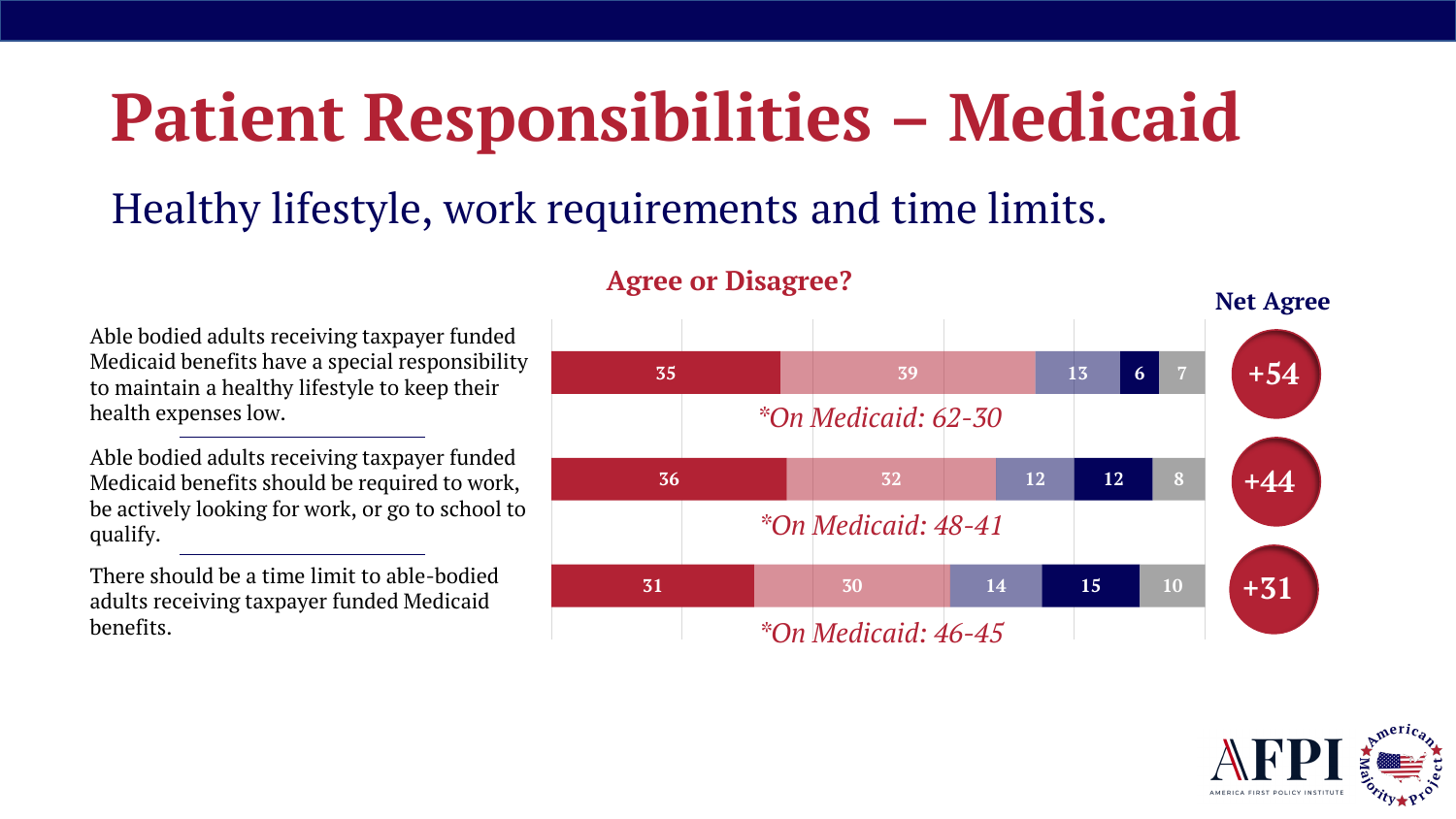# Patient Responsibilities – Medicaid

## Healthy lifestyle, work requirements and time limits.

**Agree or Disagree?**

| Statement | Strongly Agree | Somewhat Agree | Somewhat Disagree | Strongly Disagree | Don't Know | Net Agree |
|---|---|---|---|---|---|---|
| Able bodied adults receiving taxpayer funded Medicaid benefits have a special responsibility to maintain a healthy lifestyle to keep their health expenses low. | 35 | 39 | 13 | 6 | 7 | +54 |
| Able bodied adults receiving taxpayer funded Medicaid benefits should be required to work, be actively looking for work, or go to school to qualify. | 36 | 32 | 12 | 12 | 8 | +44 |
| There should be a time limit to able-bodied adults receiving taxpayer funded Medicaid benefits. | 31 | 30 | 14 | 15 | 10 | +31 |

Note: Column labels are inferred from the chart's color coding; the chart itself does not label the segments.

*On Medicaid (healthy lifestyle): 62-30*

*On Medicaid (work requirements): 48-41*

*On Medicaid (time limit): 46-45*

AFPI – America First Policy Institute – American Majority Project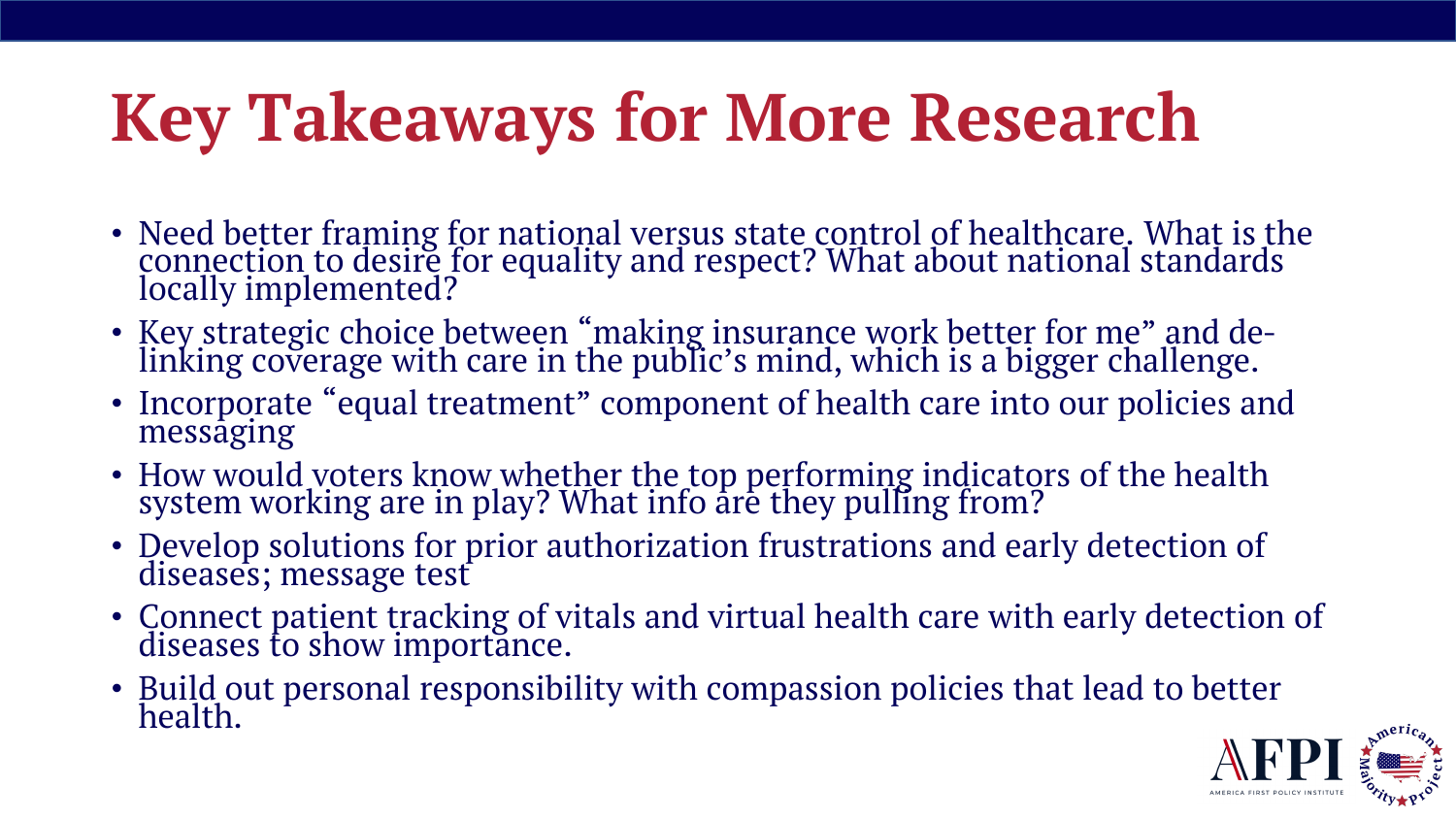# Key Takeaways for More Research

- Need better framing for national versus state control of healthcare. What is the connection to desire for equality and respect? What about national standards locally implemented?
- Key strategic choice between "making insurance work better for me" and de-linking coverage with care in the public's mind, which is a bigger challenge.
- Incorporate "equal treatment" component of health care into our policies and messaging
- How would voters know whether the top performing indicators of the health system working are in play? What info are they pulling from?
- Develop solutions for prior authorization frustrations and early detection of diseases; message test
- Connect patient tracking of vitals and virtual health care with early detection of diseases to show importance.
- Build out personal responsibility with compassion policies that lead to better health.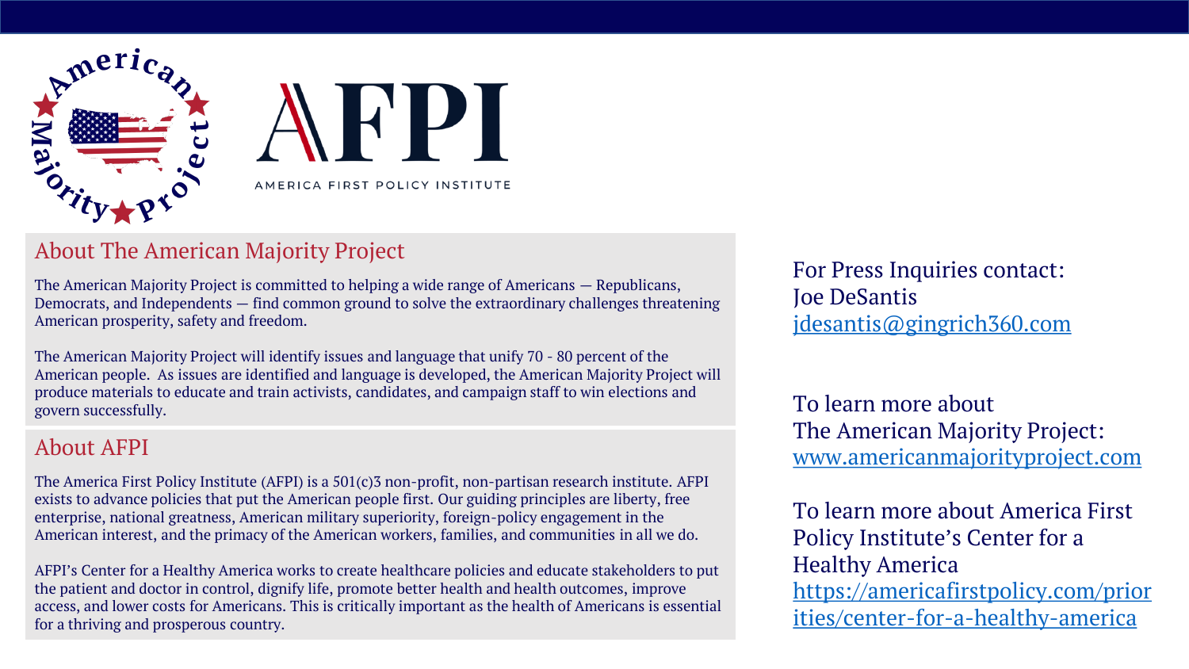## About The American Majority Project

The American Majority Project is committed to helping a wide range of Americans — Republicans, Democrats, and Independents — find common ground to solve the extraordinary challenges threatening American prosperity, safety and freedom.

The American Majority Project will identify issues and language that unify 70 - 80 percent of the American people. As issues are identified and language is developed, the American Majority Project will produce materials to educate and train activists, candidates, and campaign staff to win elections and govern successfully.

## About AFPI

The America First Policy Institute (AFPI) is a 501(c)3 non-profit, non-partisan research institute. AFPI exists to advance policies that put the American people first. Our guiding principles are liberty, free enterprise, national greatness, American military superiority, foreign-policy engagement in the American interest, and the primacy of the American workers, families, and communities in all we do.

AFPI's Center for a Healthy America works to create healthcare policies and educate stakeholders to put the patient and doctor in control, dignify life, promote better health and health outcomes, improve access, and lower costs for Americans. This is critically important as the health of Americans is essential for a thriving and prosperous country.

For Press Inquiries contact:
Joe DeSantis
jdesantis@gingrich360.com

To learn more about
The American Majority Project:
www.americanmajorityproject.com

To learn more about America First Policy Institute's Center for a Healthy America
https://americafirstpolicy.com/priorities/center-for-a-healthy-america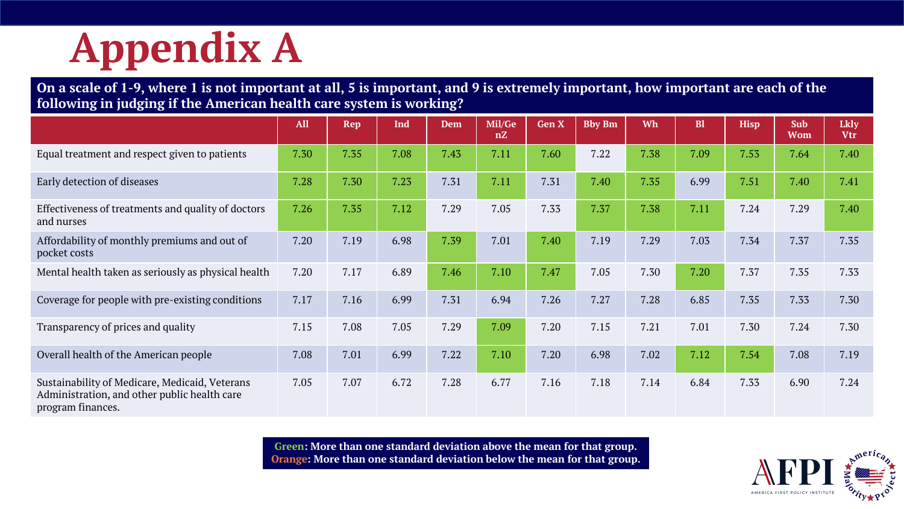# Appendix A

**On a scale of 1-9, where 1 is not important at all, 5 is important, and 9 is extremely important, how important are each of the following in judging if the American health care system is working?**

| | All | Rep | Ind | Dem | Mil/GenZ | Gen X | Bby Bm | Wh | Bl | Hisp | Sub Wom | Lkly Vtr |
|---|---|---|---|---|---|---|---|---|---|---|---|---|
| Equal treatment and respect given to patients | 7.30 | 7.35 | 7.08 | 7.43 | 7.11 | 7.60 | 7.22 | 7.38 | 7.09 | 7.53 | 7.64 | 7.40 |
| Early detection of diseases | 7.28 | 7.30 | 7.23 | 7.31 | 7.11 | 7.31 | 7.40 | 7.35 | 6.99 | 7.51 | 7.40 | 7.41 |
| Effectiveness of treatments and quality of doctors and nurses | 7.26 | 7.35 | 7.12 | 7.29 | 7.05 | 7.33 | 7.37 | 7.38 | 7.11 | 7.24 | 7.29 | 7.40 |
| Affordability of monthly premiums and out of pocket costs | 7.20 | 7.19 | 6.98 | 7.39 | 7.01 | 7.40 | 7.19 | 7.29 | 7.03 | 7.34 | 7.37 | 7.35 |
| Mental health taken as seriously as physical health | 7.20 | 7.17 | 6.89 | 7.46 | 7.10 | 7.47 | 7.05 | 7.30 | 7.20 | 7.37 | 7.35 | 7.33 |
| Coverage for people with pre-existing conditions | 7.17 | 7.16 | 6.99 | 7.31 | 6.94 | 7.26 | 7.27 | 7.28 | 6.85 | 7.35 | 7.33 | 7.30 |
| Transparency of prices and quality | 7.15 | 7.08 | 7.05 | 7.29 | 7.09 | 7.20 | 7.15 | 7.21 | 7.01 | 7.30 | 7.24 | 7.30 |
| Overall health of the American people | 7.08 | 7.01 | 6.99 | 7.22 | 7.10 | 7.20 | 6.98 | 7.02 | 7.12 | 7.54 | 7.08 | 7.19 |
| Sustainability of Medicare, Medicaid, Veterans Administration, and other public health care program finances. | 7.05 | 7.07 | 6.72 | 7.28 | 6.77 | 7.16 | 7.18 | 7.14 | 6.84 | 7.33 | 6.90 | 7.24 |

**Green: More than one standard deviation above the mean for that group.**
**Orange: More than one standard deviation below the mean for that group.**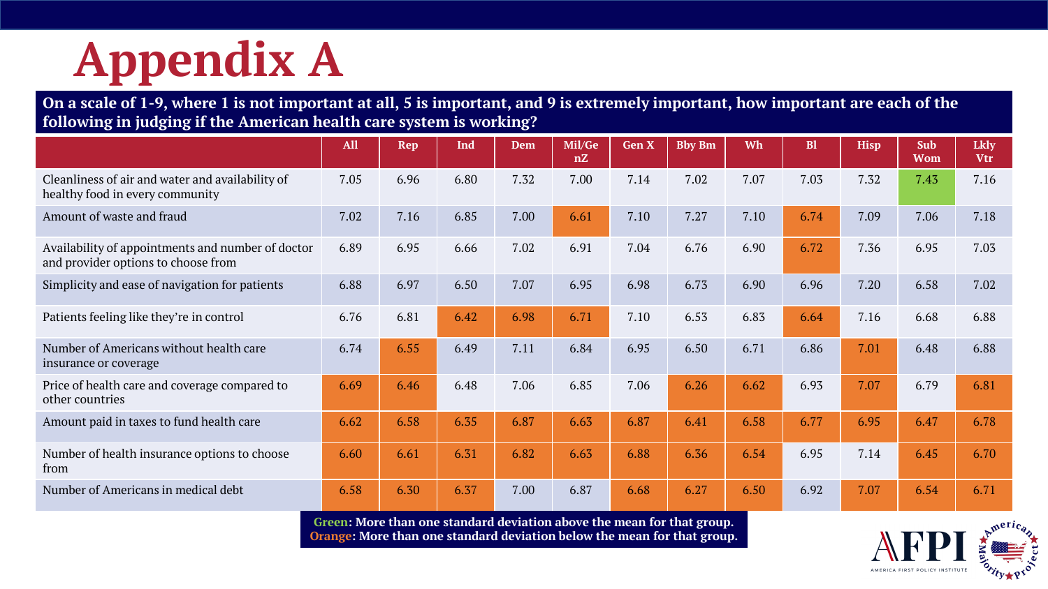# Appendix A

**On a scale of 1-9, where 1 is not important at all, 5 is important, and 9 is extremely important, how important are each of the following in judging if the American health care system is working?**

| | All | Rep | Ind | Dem | Mil/GenZ | Gen X | Bby Bm | Wh | Bl | Hisp | Sub Wom | Lkly Vtr |
|---|---|---|---|---|---|---|---|---|---|---|---|---|
| Cleanliness of air and water and availability of healthy food in every community | 7.05 | 6.96 | 6.80 | 7.32 | 7.00 | 7.14 | 7.02 | 7.07 | 7.03 | 7.32 | 7.43 | 7.16 |
| Amount of waste and fraud | 7.02 | 7.16 | 6.85 | 7.00 | 6.61 | 7.10 | 7.27 | 7.10 | 6.74 | 7.09 | 7.06 | 7.18 |
| Availability of appointments and number of doctor and provider options to choose from | 6.89 | 6.95 | 6.66 | 7.02 | 6.91 | 7.04 | 6.76 | 6.90 | 6.72 | 7.36 | 6.95 | 7.03 |
| Simplicity and ease of navigation for patients | 6.88 | 6.97 | 6.50 | 7.07 | 6.95 | 6.98 | 6.73 | 6.90 | 6.96 | 7.20 | 6.58 | 7.02 |
| Patients feeling like they're in control | 6.76 | 6.81 | 6.42 | 6.98 | 6.71 | 7.10 | 6.53 | 6.83 | 6.64 | 7.16 | 6.68 | 6.88 |
| Number of Americans without health care insurance or coverage | 6.74 | 6.55 | 6.49 | 7.11 | 6.84 | 6.95 | 6.50 | 6.71 | 6.86 | 7.01 | 6.48 | 6.88 |
| Price of health care and coverage compared to other countries | 6.69 | 6.46 | 6.48 | 7.06 | 6.85 | 7.06 | 6.26 | 6.62 | 6.93 | 7.07 | 6.79 | 6.81 |
| Amount paid in taxes to fund health care | 6.62 | 6.58 | 6.35 | 6.87 | 6.63 | 6.87 | 6.41 | 6.58 | 6.77 | 6.95 | 6.47 | 6.78 |
| Number of health insurance options to choose from | 6.60 | 6.61 | 6.31 | 6.82 | 6.63 | 6.88 | 6.36 | 6.54 | 6.95 | 7.14 | 6.45 | 6.70 |
| Number of Americans in medical debt | 6.58 | 6.30 | 6.37 | 7.00 | 6.87 | 6.68 | 6.27 | 6.50 | 6.92 | 7.07 | 6.54 | 6.71 |

**Green: More than one standard deviation above the mean for that group.**
**Orange: More than one standard deviation below the mean for that group.**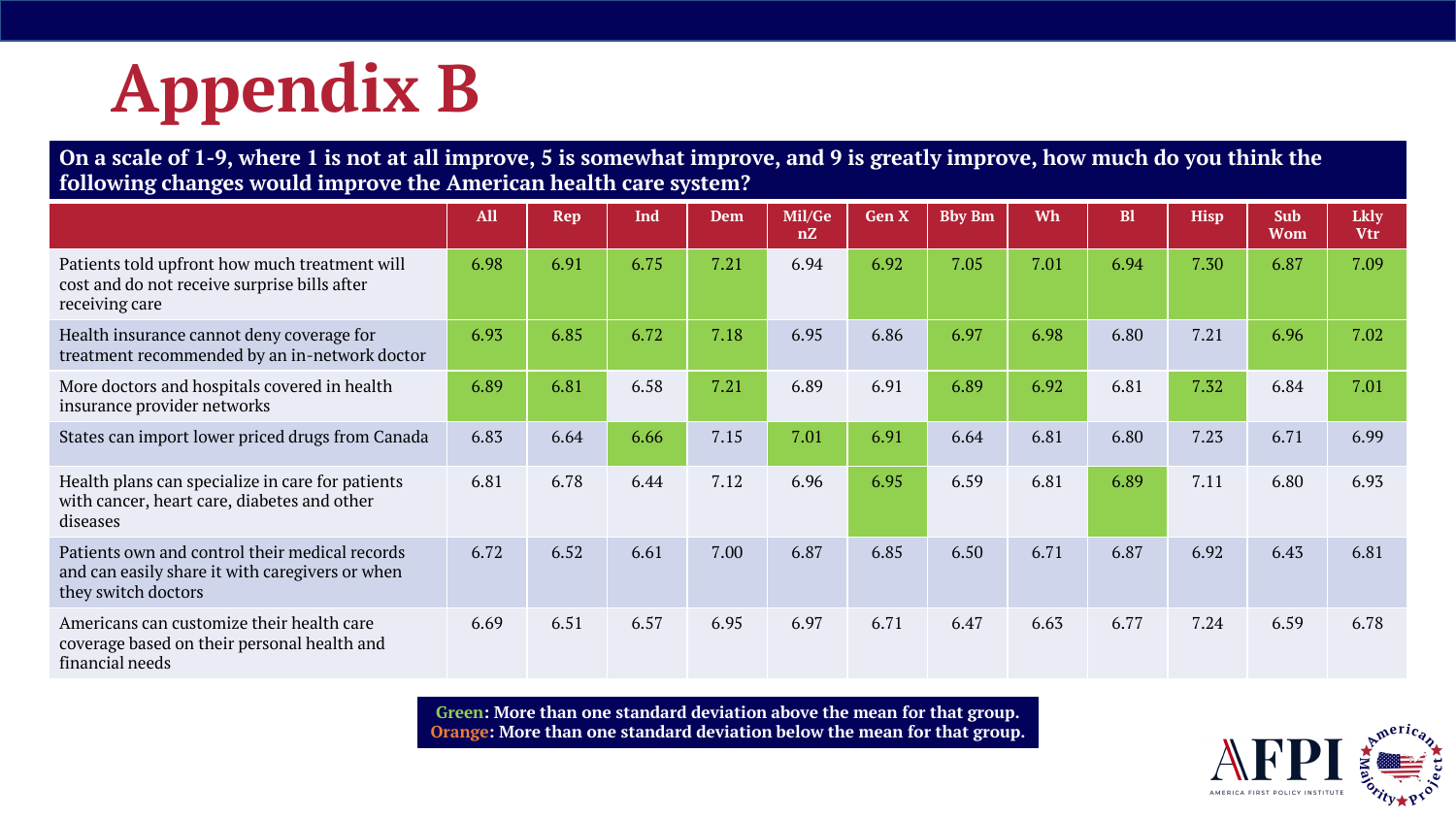# Appendix B

**On a scale of 1-9, where 1 is not at all improve, 5 is somewhat improve, and 9 is greatly improve, how much do you think the following changes would improve the American health care system?**

| | All | Rep | Ind | Dem | Mil/GenZ | Gen X | Bby Bm | Wh | Bl | Hisp | Sub Wom | Lkly Vtr |
|---|---|---|---|---|---|---|---|---|---|---|---|---|
| Patients told upfront how much treatment will cost and do not receive surprise bills after receiving care | 6.98 | 6.91 | 6.75 | 7.21 | 6.94 | 6.92 | 7.05 | 7.01 | 6.94 | 7.30 | 6.87 | 7.09 |
| Health insurance cannot deny coverage for treatment recommended by an in-network doctor | 6.93 | 6.85 | 6.72 | 7.18 | 6.95 | 6.86 | 6.97 | 6.98 | 6.80 | 7.21 | 6.96 | 7.02 |
| More doctors and hospitals covered in health insurance provider networks | 6.89 | 6.81 | 6.58 | 7.21 | 6.89 | 6.91 | 6.89 | 6.92 | 6.81 | 7.32 | 6.84 | 7.01 |
| States can import lower priced drugs from Canada | 6.83 | 6.64 | 6.66 | 7.15 | 7.01 | 6.91 | 6.64 | 6.81 | 6.80 | 7.23 | 6.71 | 6.99 |
| Health plans can specialize in care for patients with cancer, heart care, diabetes and other diseases | 6.81 | 6.78 | 6.44 | 7.12 | 6.96 | 6.95 | 6.59 | 6.81 | 6.89 | 7.11 | 6.80 | 6.93 |
| Patients own and control their medical records and can easily share it with caregivers or when they switch doctors | 6.72 | 6.52 | 6.61 | 7.00 | 6.87 | 6.85 | 6.50 | 6.71 | 6.87 | 6.92 | 6.43 | 6.81 |
| Americans can customize their health care coverage based on their personal health and financial needs | 6.69 | 6.51 | 6.57 | 6.95 | 6.97 | 6.71 | 6.47 | 6.63 | 6.77 | 7.24 | 6.59 | 6.78 |

**Green: More than one standard deviation above the mean for that group.**
**Orange: More than one standard deviation below the mean for that group.**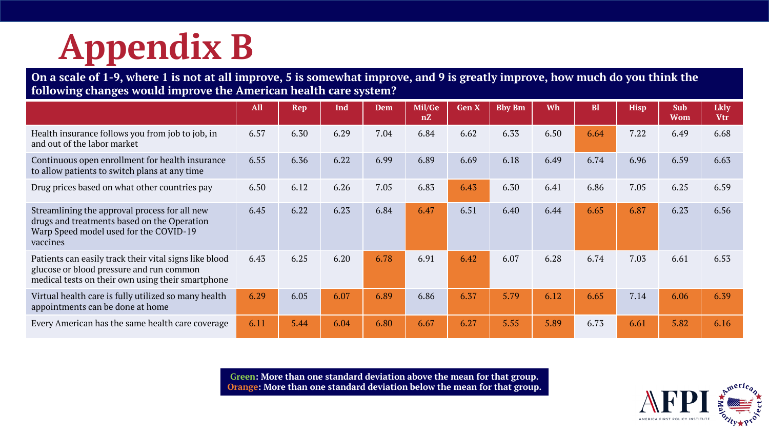# Appendix B

**On a scale of 1-9, where 1 is not at all improve, 5 is somewhat improve, and 9 is greatly improve, how much do you think the following changes would improve the American health care system?**

| | All | Rep | Ind | Dem | Mil/GenZ | Gen X | Bby Bm | Wh | Bl | Hisp | Sub Wom | Lkly Vtr |
|---|---|---|---|---|---|---|---|---|---|---|---|---|
| Health insurance follows you from job to job, in and out of the labor market | 6.57 | 6.30 | 6.29 | 7.04 | 6.84 | 6.62 | 6.33 | 6.50 | 6.64 | 7.22 | 6.49 | 6.68 |
| Continuous open enrollment for health insurance to allow patients to switch plans at any time | 6.55 | 6.36 | 6.22 | 6.99 | 6.89 | 6.69 | 6.18 | 6.49 | 6.74 | 6.96 | 6.59 | 6.63 |
| Drug prices based on what other countries pay | 6.50 | 6.12 | 6.26 | 7.05 | 6.83 | 6.43 | 6.30 | 6.41 | 6.86 | 7.05 | 6.25 | 6.59 |
| Streamlining the approval process for all new drugs and treatments based on the Operation Warp Speed model used for the COVID-19 vaccines | 6.45 | 6.22 | 6.23 | 6.84 | 6.47 | 6.51 | 6.40 | 6.44 | 6.65 | 6.87 | 6.23 | 6.56 |
| Patients can easily track their vital signs like blood glucose or blood pressure and run common medical tests on their own using their smartphone | 6.43 | 6.25 | 6.20 | 6.78 | 6.91 | 6.42 | 6.07 | 6.28 | 6.74 | 7.03 | 6.61 | 6.53 |
| Virtual health care is fully utilized so many health appointments can be done at home | 6.29 | 6.05 | 6.07 | 6.89 | 6.86 | 6.37 | 5.79 | 6.12 | 6.65 | 7.14 | 6.06 | 6.39 |
| Every American has the same health care coverage | 6.11 | 5.44 | 6.04 | 6.80 | 6.67 | 6.27 | 5.55 | 5.89 | 6.73 | 6.61 | 5.82 | 6.16 |

**Green: More than one standard deviation above the mean for that group.**
**Orange: More than one standard deviation below the mean for that group.**

AFPI America First Policy Institute — America Majority Project